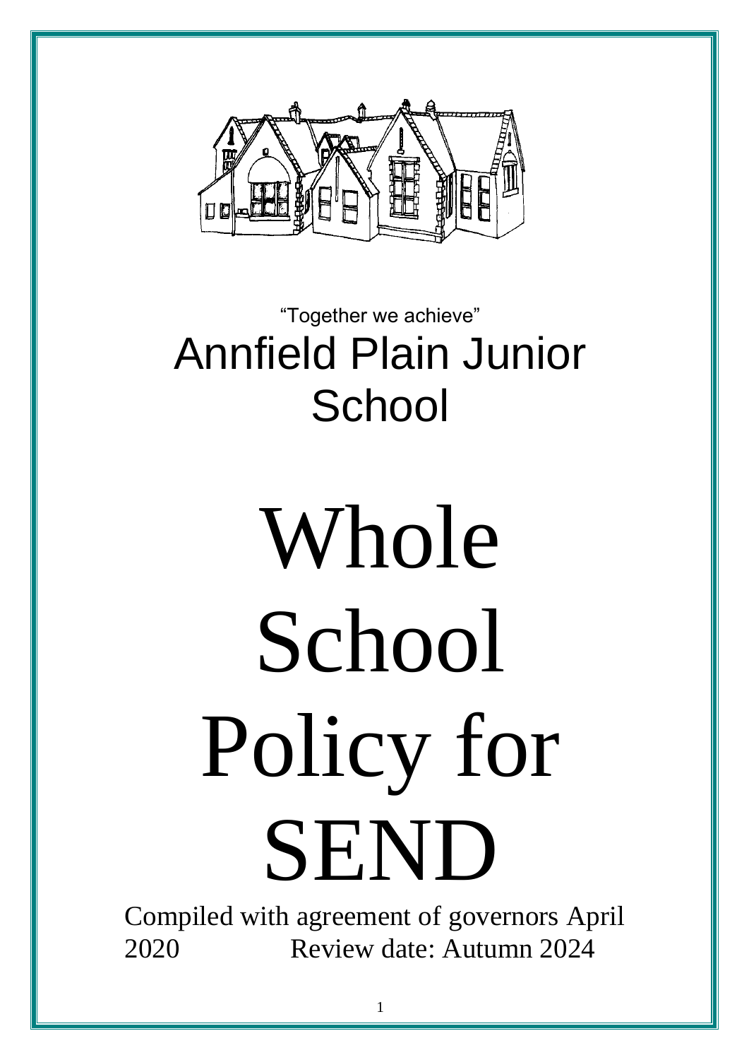"Together we achieve"

# Annfield Plain Junior School

# Whole School Policy for SEND

Compiled with agreement of governors April 2020 Review date: Autumn 2024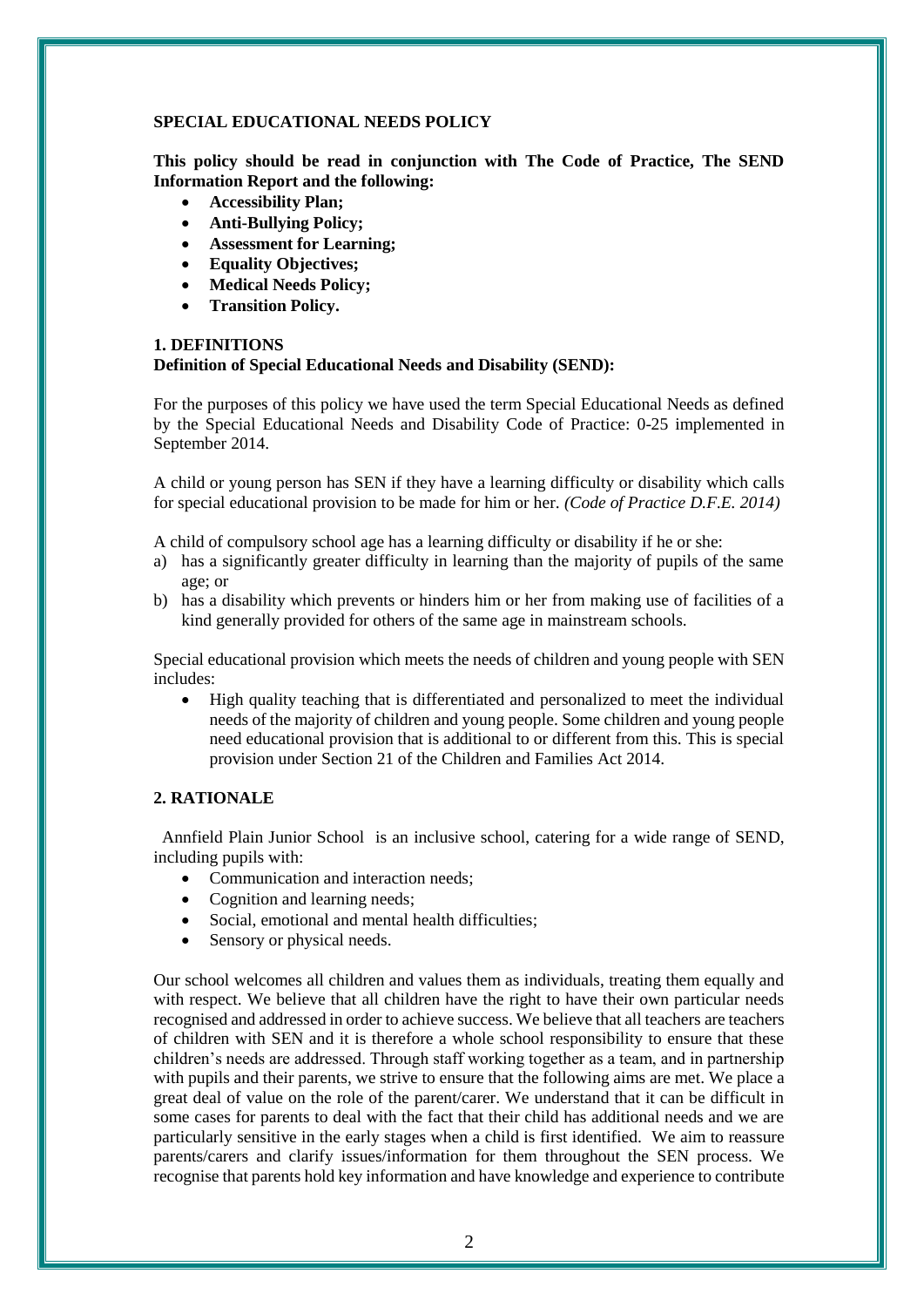**SPECIAL EDUCATIONAL NEEDS POLICY**

**This policy should be read in conjunction with The Code of Practice, The SEND Information Report and the following:**

- **Accessibility Plan;**
- **Anti-Bullying Policy;**
- **Assessment for Learning;**
- **Equality Objectives;**
- **Medical Needs Policy;**
- **Transition Policy.**

**1. DEFINITIONS**

**Definition of Special Educational Needs and Disability (SEND):**

For the purposes of this policy we have used the term Special Educational Needs as defined by the Special Educational Needs and Disability Code of Practice: 0-25 implemented in September 2014.

A child or young person has SEN if they have a learning difficulty or disability which calls for special educational provision to be made for him or her. *(Code of Practice D.F.E. 2014)*

A child of compulsory school age has a learning difficulty or disability if he or she:

a) has a significantly greater difficulty in learning than the majority of pupils of the same age; or
b) has a disability which prevents or hinders him or her from making use of facilities of a kind generally provided for others of the same age in mainstream schools.

Special educational provision which meets the needs of children and young people with SEN includes:

- High quality teaching that is differentiated and personalized to meet the individual needs of the majority of children and young people. Some children and young people need educational provision that is additional to or different from this. This is special provision under Section 21 of the Children and Families Act 2014.

**2. RATIONALE**

Annfield Plain Junior School is an inclusive school, catering for a wide range of SEND, including pupils with:

- Communication and interaction needs;
- Cognition and learning needs;
- Social, emotional and mental health difficulties;
- Sensory or physical needs.

Our school welcomes all children and values them as individuals, treating them equally and with respect. We believe that all children have the right to have their own particular needs recognised and addressed in order to achieve success. We believe that all teachers are teachers of children with SEN and it is therefore a whole school responsibility to ensure that these children's needs are addressed. Through staff working together as a team, and in partnership with pupils and their parents, we strive to ensure that the following aims are met. We place a great deal of value on the role of the parent/carer. We understand that it can be difficult in some cases for parents to deal with the fact that their child has additional needs and we are particularly sensitive in the early stages when a child is first identified. We aim to reassure parents/carers and clarify issues/information for them throughout the SEN process. We recognise that parents hold key information and have knowledge and experience to contribute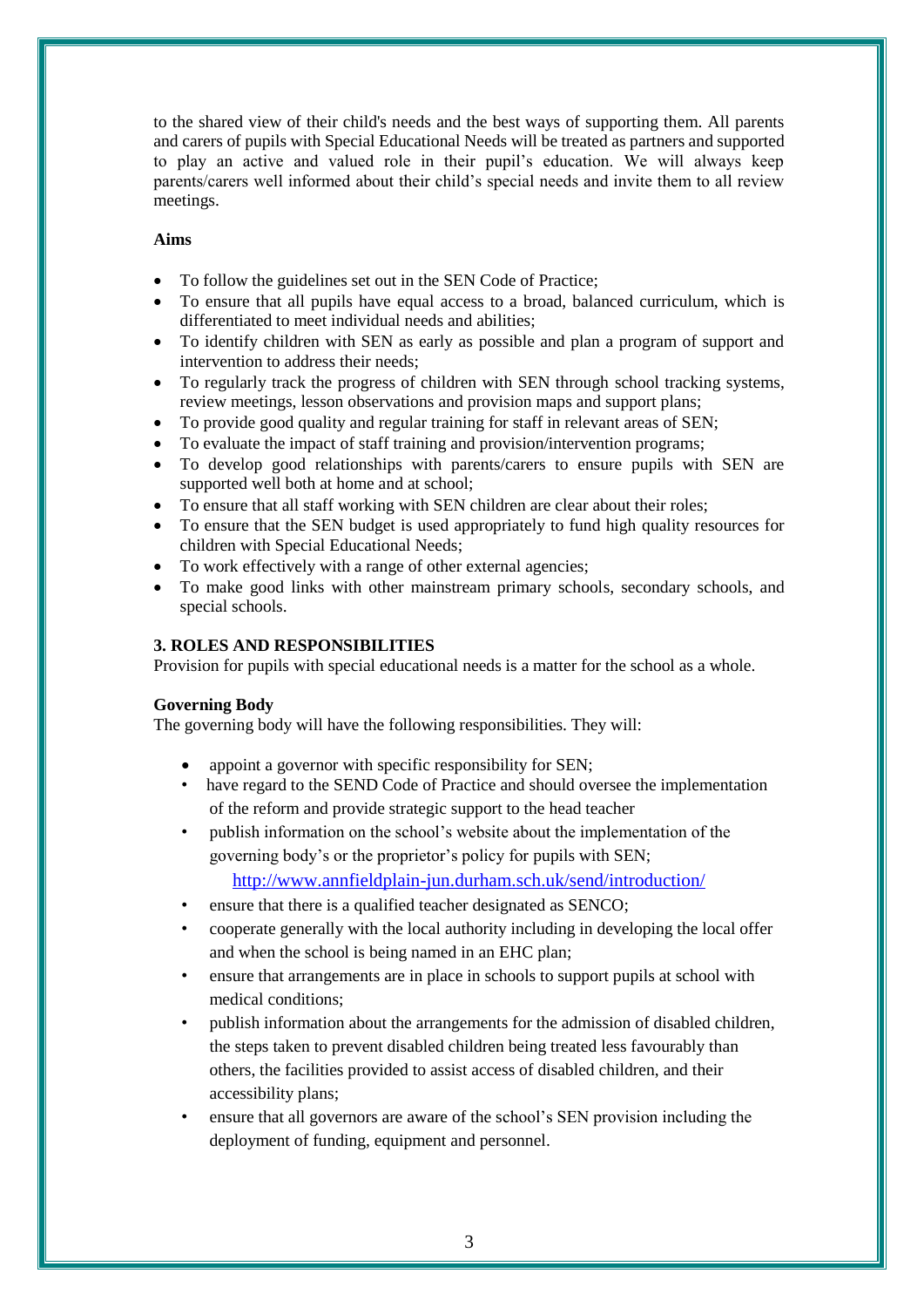to the shared view of their child's needs and the best ways of supporting them. All parents and carers of pupils with Special Educational Needs will be treated as partners and supported to play an active and valued role in their pupil's education. We will always keep parents/carers well informed about their child's special needs and invite them to all review meetings.

**Aims**

- To follow the guidelines set out in the SEN Code of Practice;
- To ensure that all pupils have equal access to a broad, balanced curriculum, which is differentiated to meet individual needs and abilities;
- To identify children with SEN as early as possible and plan a program of support and intervention to address their needs;
- To regularly track the progress of children with SEN through school tracking systems, review meetings, lesson observations and provision maps and support plans;
- To provide good quality and regular training for staff in relevant areas of SEN;
- To evaluate the impact of staff training and provision/intervention programs;
- To develop good relationships with parents/carers to ensure pupils with SEN are supported well both at home and at school;
- To ensure that all staff working with SEN children are clear about their roles;
- To ensure that the SEN budget is used appropriately to fund high quality resources for children with Special Educational Needs;
- To work effectively with a range of other external agencies;
- To make good links with other mainstream primary schools, secondary schools, and special schools.

## 3. ROLES AND RESPONSIBILITIES

Provision for pupils with special educational needs is a matter for the school as a whole.

**Governing Body**

The governing body will have the following responsibilities. They will:

- appoint a governor with specific responsibility for SEN;
- have regard to the SEND Code of Practice and should oversee the implementation of the reform and provide strategic support to the head teacher
- publish information on the school's website about the implementation of the governing body's or the proprietor's policy for pupils with SEN;
  http://www.annfieldplain-jun.durham.sch.uk/send/introduction/
- ensure that there is a qualified teacher designated as SENCO;
- cooperate generally with the local authority including in developing the local offer and when the school is being named in an EHC plan;
- ensure that arrangements are in place in schools to support pupils at school with medical conditions;
- publish information about the arrangements for the admission of disabled children, the steps taken to prevent disabled children being treated less favourably than others, the facilities provided to assist access of disabled children, and their accessibility plans;
- ensure that all governors are aware of the school's SEN provision including the deployment of funding, equipment and personnel.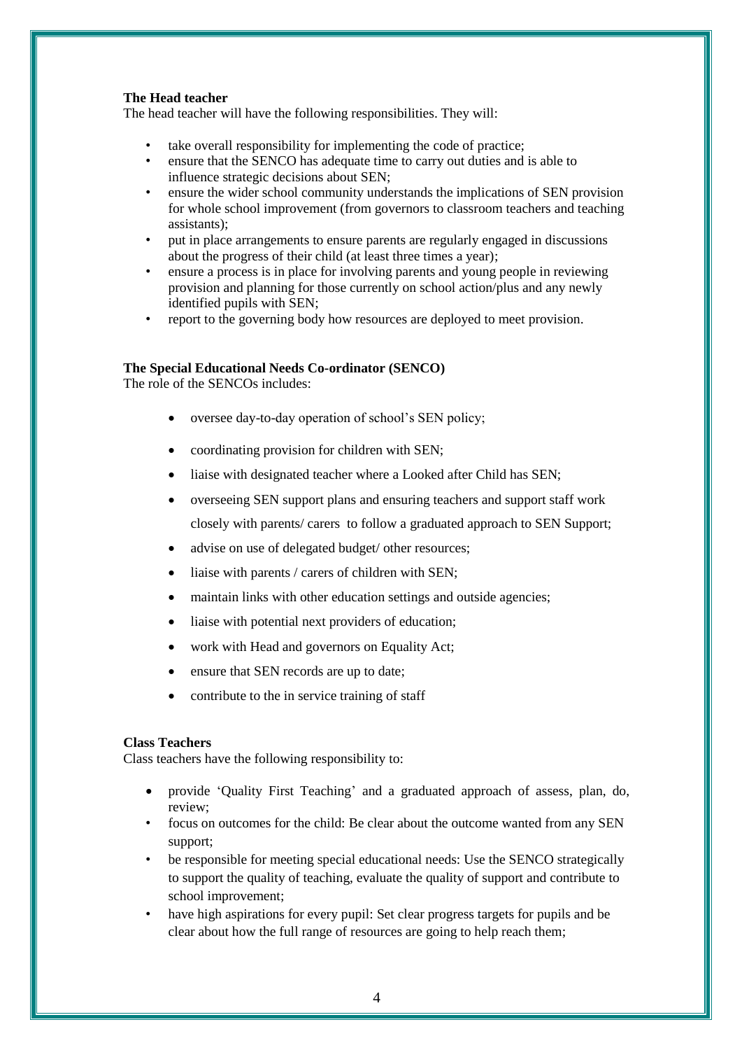**The Head teacher**

The head teacher will have the following responsibilities. They will:

- take overall responsibility for implementing the code of practice;
- ensure that the SENCO has adequate time to carry out duties and is able to influence strategic decisions about SEN;
- ensure the wider school community understands the implications of SEN provision for whole school improvement (from governors to classroom teachers and teaching assistants);
- put in place arrangements to ensure parents are regularly engaged in discussions about the progress of their child (at least three times a year);
- ensure a process is in place for involving parents and young people in reviewing provision and planning for those currently on school action/plus and any newly identified pupils with SEN;
- report to the governing body how resources are deployed to meet provision.

**The Special Educational Needs Co-ordinator (SENCO)**

The role of the SENCOs includes:

- oversee day-to-day operation of school's SEN policy;
- coordinating provision for children with SEN;
- liaise with designated teacher where a Looked after Child has SEN;
- overseeing SEN support plans and ensuring teachers and support staff work closely with parents/ carers to follow a graduated approach to SEN Support;
- advise on use of delegated budget/ other resources;
- liaise with parents / carers of children with SEN;
- maintain links with other education settings and outside agencies;
- liaise with potential next providers of education;
- work with Head and governors on Equality Act;
- ensure that SEN records are up to date;
- contribute to the in service training of staff

**Class Teachers**

Class teachers have the following responsibility to:

- provide 'Quality First Teaching' and a graduated approach of assess, plan, do, review;
- focus on outcomes for the child: Be clear about the outcome wanted from any SEN support;
- be responsible for meeting special educational needs: Use the SENCO strategically to support the quality of teaching, evaluate the quality of support and contribute to school improvement;
- have high aspirations for every pupil: Set clear progress targets for pupils and be clear about how the full range of resources are going to help reach them;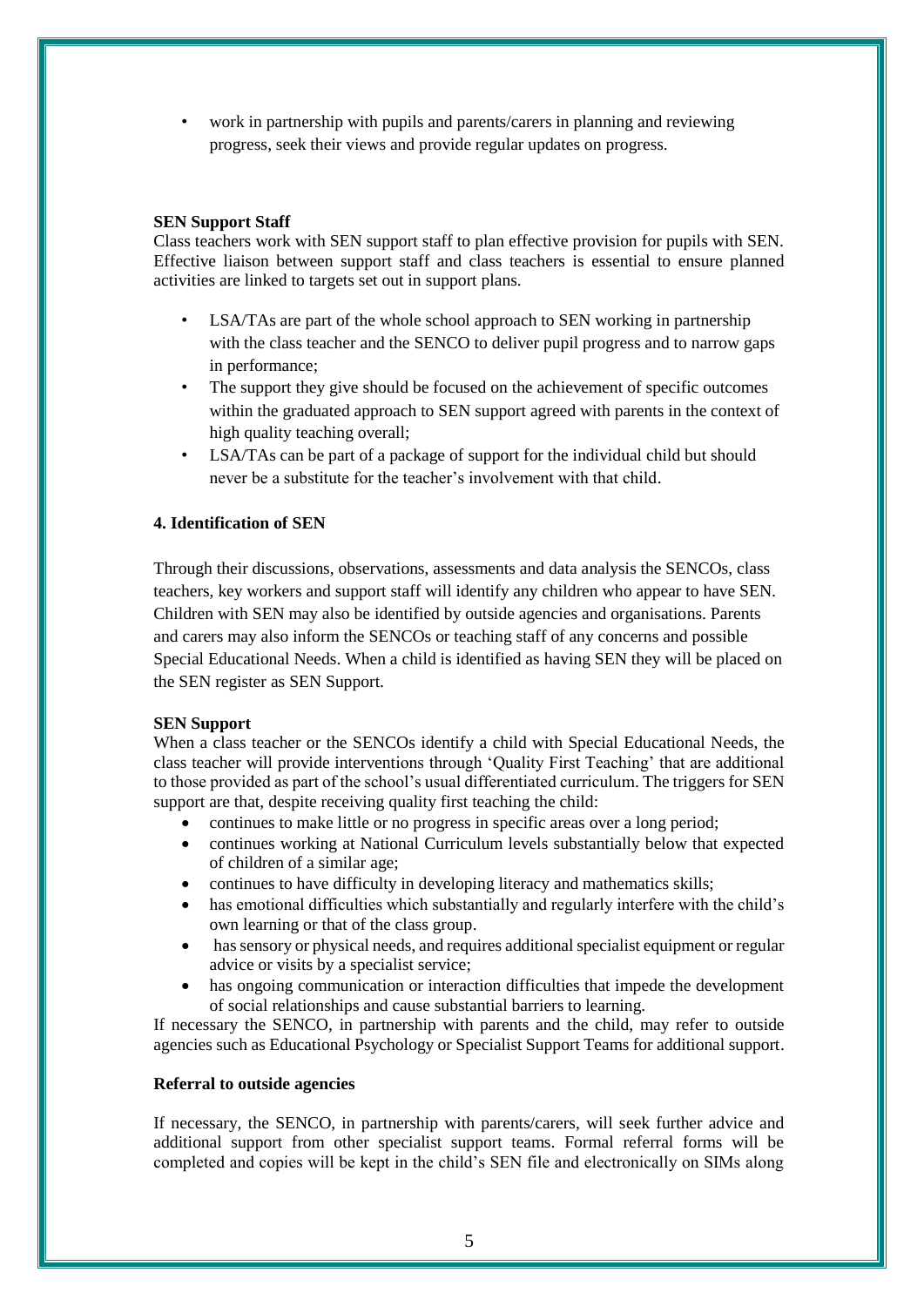- work in partnership with pupils and parents/carers in planning and reviewing progress, seek their views and provide regular updates on progress.

**SEN Support Staff**

Class teachers work with SEN support staff to plan effective provision for pupils with SEN. Effective liaison between support staff and class teachers is essential to ensure planned activities are linked to targets set out in support plans.

- LSA/TAs are part of the whole school approach to SEN working in partnership with the class teacher and the SENCO to deliver pupil progress and to narrow gaps in performance;
- The support they give should be focused on the achievement of specific outcomes within the graduated approach to SEN support agreed with parents in the context of high quality teaching overall;
- LSA/TAs can be part of a package of support for the individual child but should never be a substitute for the teacher's involvement with that child.

### 4. Identification of SEN

Through their discussions, observations, assessments and data analysis the SENCOs, class teachers, key workers and support staff will identify any children who appear to have SEN. Children with SEN may also be identified by outside agencies and organisations. Parents and carers may also inform the SENCOs or teaching staff of any concerns and possible Special Educational Needs. When a child is identified as having SEN they will be placed on the SEN register as SEN Support.

**SEN Support**

When a class teacher or the SENCOs identify a child with Special Educational Needs, the class teacher will provide interventions through 'Quality First Teaching' that are additional to those provided as part of the school's usual differentiated curriculum. The triggers for SEN support are that, despite receiving quality first teaching the child:

- continues to make little or no progress in specific areas over a long period;
- continues working at National Curriculum levels substantially below that expected of children of a similar age;
- continues to have difficulty in developing literacy and mathematics skills;
- has emotional difficulties which substantially and regularly interfere with the child's own learning or that of the class group.
- has sensory or physical needs, and requires additional specialist equipment or regular advice or visits by a specialist service;
- has ongoing communication or interaction difficulties that impede the development of social relationships and cause substantial barriers to learning.

If necessary the SENCO, in partnership with parents and the child, may refer to outside agencies such as Educational Psychology or Specialist Support Teams for additional support.

**Referral to outside agencies**

If necessary, the SENCO, in partnership with parents/carers, will seek further advice and additional support from other specialist support teams. Formal referral forms will be completed and copies will be kept in the child's SEN file and electronically on SIMs along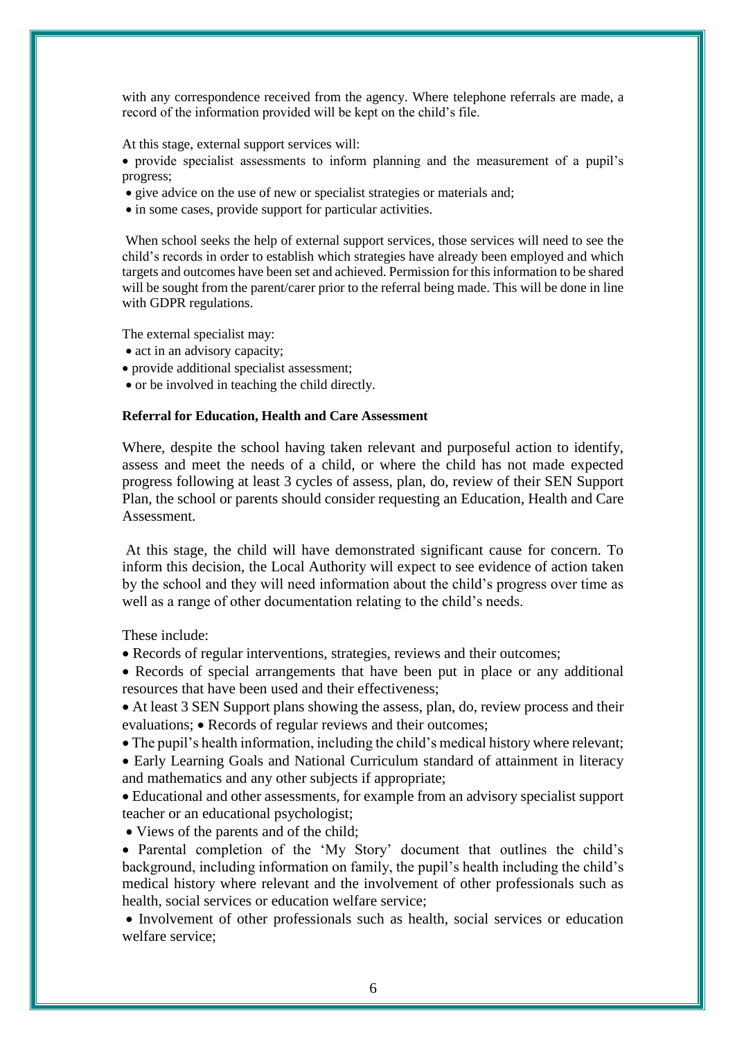with any correspondence received from the agency. Where telephone referrals are made, a record of the information provided will be kept on the child's file.

At this stage, external support services will:

- provide specialist assessments to inform planning and the measurement of a pupil's progress;
- give advice on the use of new or specialist strategies or materials and;
- in some cases, provide support for particular activities.

When school seeks the help of external support services, those services will need to see the child's records in order to establish which strategies have already been employed and which targets and outcomes have been set and achieved. Permission for this information to be shared will be sought from the parent/carer prior to the referral being made. This will be done in line with GDPR regulations.

The external specialist may:

- act in an advisory capacity;
- provide additional specialist assessment;
- or be involved in teaching the child directly.

**Referral for Education, Health and Care Assessment**

Where, despite the school having taken relevant and purposeful action to identify, assess and meet the needs of a child, or where the child has not made expected progress following at least 3 cycles of assess, plan, do, review of their SEN Support Plan, the school or parents should consider requesting an Education, Health and Care Assessment.

At this stage, the child will have demonstrated significant cause for concern. To inform this decision, the Local Authority will expect to see evidence of action taken by the school and they will need information about the child's progress over time as well as a range of other documentation relating to the child's needs.

These include:

- Records of regular interventions, strategies, reviews and their outcomes;
- Records of special arrangements that have been put in place or any additional resources that have been used and their effectiveness;
- At least 3 SEN Support plans showing the assess, plan, do, review process and their evaluations;
- Records of regular reviews and their outcomes;
- The pupil's health information, including the child's medical history where relevant;
- Early Learning Goals and National Curriculum standard of attainment in literacy and mathematics and any other subjects if appropriate;
- Educational and other assessments, for example from an advisory specialist support teacher or an educational psychologist;
- Views of the parents and of the child;
- Parental completion of the 'My Story' document that outlines the child's background, including information on family, the pupil's health including the child's medical history where relevant and the involvement of other professionals such as health, social services or education welfare service;
- Involvement of other professionals such as health, social services or education welfare service;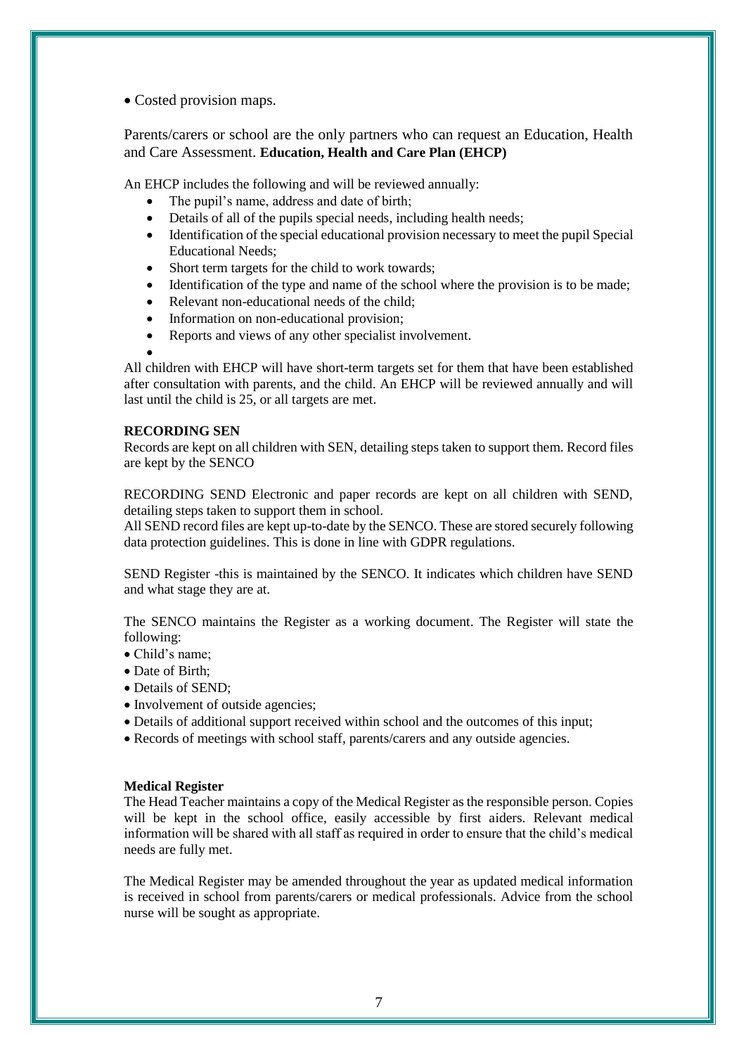- Costed provision maps.

Parents/carers or school are the only partners who can request an Education, Health and Care Assessment. **Education, Health and Care Plan (EHCP)**

An EHCP includes the following and will be reviewed annually:

- The pupil's name, address and date of birth;
- Details of all of the pupils special needs, including health needs;
- Identification of the special educational provision necessary to meet the pupil Special Educational Needs;
- Short term targets for the child to work towards;
- Identification of the type and name of the school where the provision is to be made;
- Relevant non-educational needs of the child;
- Information on non-educational provision;
- Reports and views of any other specialist involvement.

All children with EHCP will have short-term targets set for them that have been established after consultation with parents, and the child. An EHCP will be reviewed annually and will last until the child is 25, or all targets are met.

**RECORDING SEN**

Records are kept on all children with SEN, detailing steps taken to support them. Record files are kept by the SENCO

RECORDING SEND Electronic and paper records are kept on all children with SEND, detailing steps taken to support them in school.

All SEND record files are kept up-to-date by the SENCO. These are stored securely following data protection guidelines. This is done in line with GDPR regulations.

SEND Register -this is maintained by the SENCO. It indicates which children have SEND and what stage they are at.

The SENCO maintains the Register as a working document. The Register will state the following:

- Child's name;
- Date of Birth;
- Details of SEND;
- Involvement of outside agencies;
- Details of additional support received within school and the outcomes of this input;
- Records of meetings with school staff, parents/carers and any outside agencies.

**Medical Register**

The Head Teacher maintains a copy of the Medical Register as the responsible person. Copies will be kept in the school office, easily accessible by first aiders. Relevant medical information will be shared with all staff as required in order to ensure that the child's medical needs are fully met.

The Medical Register may be amended throughout the year as updated medical information is received in school from parents/carers or medical professionals. Advice from the school nurse will be sought as appropriate.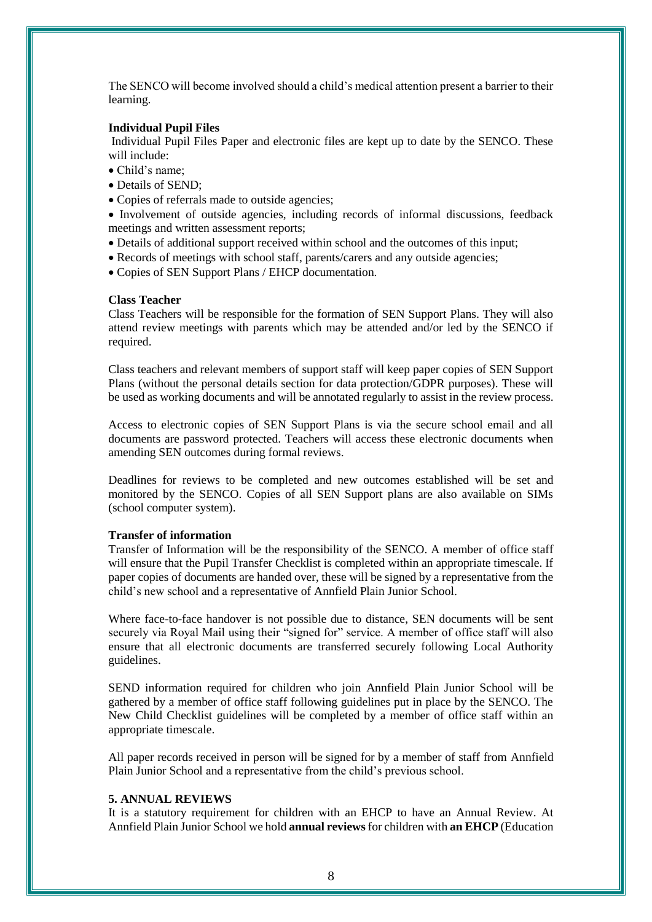The SENCO will become involved should a child's medical attention present a barrier to their learning.

**Individual Pupil Files**

Individual Pupil Files Paper and electronic files are kept up to date by the SENCO. These will include:

- Child's name;
- Details of SEND;
- Copies of referrals made to outside agencies;
- Involvement of outside agencies, including records of informal discussions, feedback meetings and written assessment reports;
- Details of additional support received within school and the outcomes of this input;
- Records of meetings with school staff, parents/carers and any outside agencies;
- Copies of SEN Support Plans / EHCP documentation.

**Class Teacher**

Class Teachers will be responsible for the formation of SEN Support Plans. They will also attend review meetings with parents which may be attended and/or led by the SENCO if required.

Class teachers and relevant members of support staff will keep paper copies of SEN Support Plans (without the personal details section for data protection/GDPR purposes). These will be used as working documents and will be annotated regularly to assist in the review process.

Access to electronic copies of SEN Support Plans is via the secure school email and all documents are password protected. Teachers will access these electronic documents when amending SEN outcomes during formal reviews.

Deadlines for reviews to be completed and new outcomes established will be set and monitored by the SENCO. Copies of all SEN Support plans are also available on SIMs (school computer system).

**Transfer of information**

Transfer of Information will be the responsibility of the SENCO. A member of office staff will ensure that the Pupil Transfer Checklist is completed within an appropriate timescale. If paper copies of documents are handed over, these will be signed by a representative from the child's new school and a representative of Annfield Plain Junior School.

Where face-to-face handover is not possible due to distance, SEN documents will be sent securely via Royal Mail using their "signed for" service. A member of office staff will also ensure that all electronic documents are transferred securely following Local Authority guidelines.

SEND information required for children who join Annfield Plain Junior School will be gathered by a member of office staff following guidelines put in place by the SENCO. The New Child Checklist guidelines will be completed by a member of office staff within an appropriate timescale.

All paper records received in person will be signed for by a member of staff from Annfield Plain Junior School and a representative from the child's previous school.

**5. ANNUAL REVIEWS**

It is a statutory requirement for children with an EHCP to have an Annual Review. At Annfield Plain Junior School we hold **annual reviews** for children with **an EHCP** (Education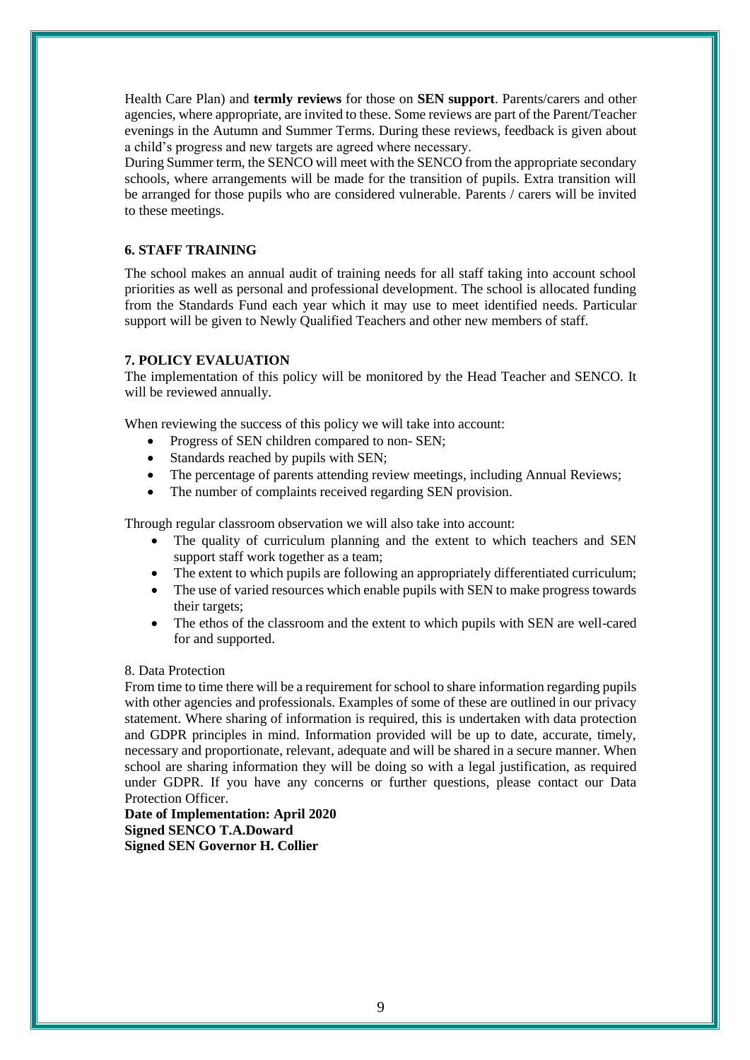Health Care Plan) and **termly reviews** for those on **SEN support**. Parents/carers and other agencies, where appropriate, are invited to these. Some reviews are part of the Parent/Teacher evenings in the Autumn and Summer Terms. During these reviews, feedback is given about a child's progress and new targets are agreed where necessary.

During Summer term, the SENCO will meet with the SENCO from the appropriate secondary schools, where arrangements will be made for the transition of pupils. Extra transition will be arranged for those pupils who are considered vulnerable. Parents / carers will be invited to these meetings.

## 6. STAFF TRAINING

The school makes an annual audit of training needs for all staff taking into account school priorities as well as personal and professional development. The school is allocated funding from the Standards Fund each year which it may use to meet identified needs. Particular support will be given to Newly Qualified Teachers and other new members of staff.

## 7. POLICY EVALUATION

The implementation of this policy will be monitored by the Head Teacher and SENCO. It will be reviewed annually.

When reviewing the success of this policy we will take into account:

- Progress of SEN children compared to non- SEN;
- Standards reached by pupils with SEN;
- The percentage of parents attending review meetings, including Annual Reviews;
- The number of complaints received regarding SEN provision.

Through regular classroom observation we will also take into account:

- The quality of curriculum planning and the extent to which teachers and SEN support staff work together as a team;
- The extent to which pupils are following an appropriately differentiated curriculum;
- The use of varied resources which enable pupils with SEN to make progress towards their targets;
- The ethos of the classroom and the extent to which pupils with SEN are well-cared for and supported.

8. Data Protection

From time to time there will be a requirement for school to share information regarding pupils with other agencies and professionals. Examples of some of these are outlined in our privacy statement. Where sharing of information is required, this is undertaken with data protection and GDPR principles in mind. Information provided will be up to date, accurate, timely, necessary and proportionate, relevant, adequate and will be shared in a secure manner. When school are sharing information they will be doing so with a legal justification, as required under GDPR. If you have any concerns or further questions, please contact our Data Protection Officer.

**Date of Implementation: April 2020**
**Signed SENCO T.A.Doward**
**Signed SEN Governor H. Collier**